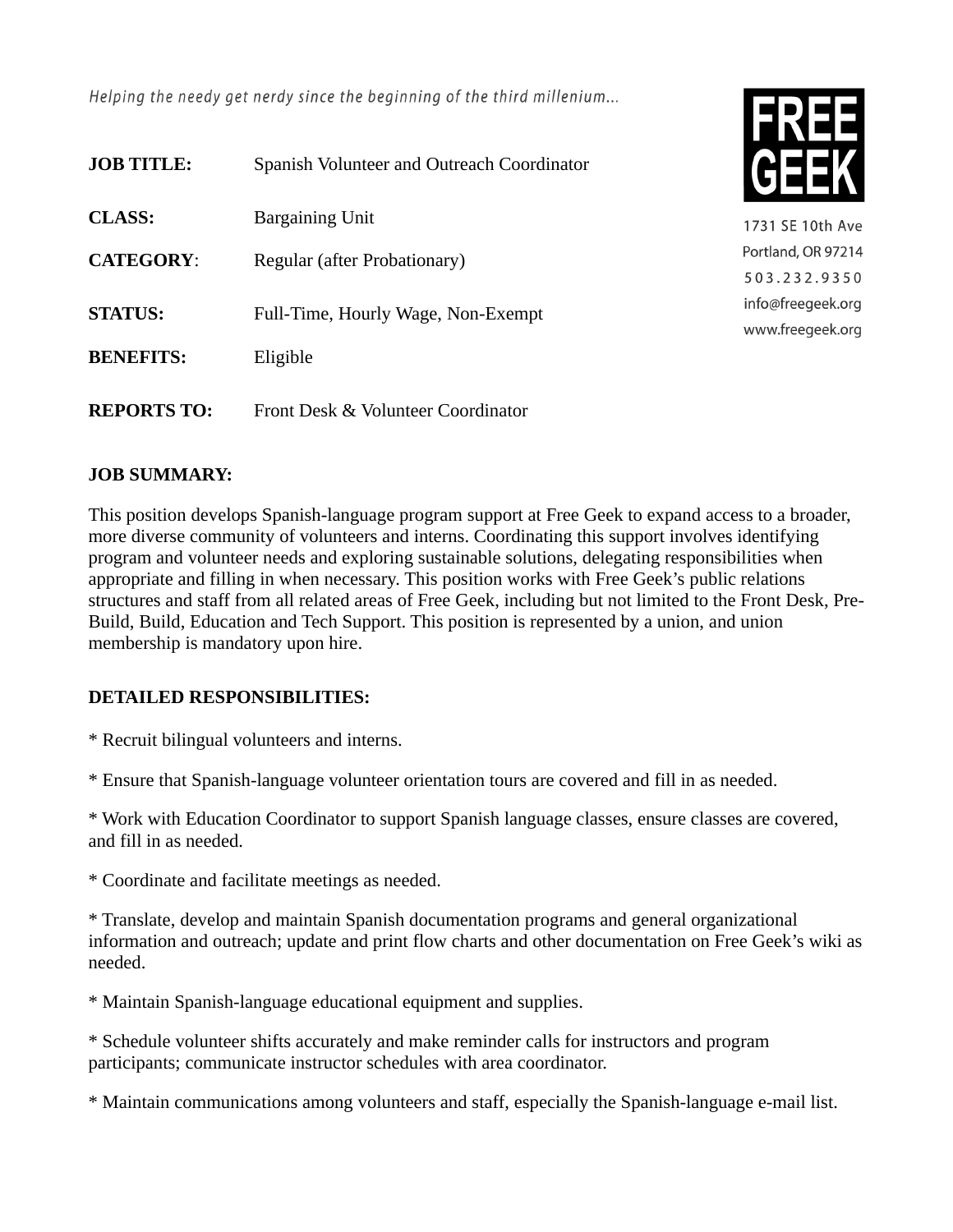*Helping the needy get nerdy since the beginning of the third millenium...*

**FREE GEEK**

1731 SE 10th Ave
Portland, OR 97214
503.232.9350
info@freegeek.org
www.freegeek.org

**JOB TITLE:** Spanish Volunteer and Outreach Coordinator

**CLASS:** Bargaining Unit

**CATEGORY**: Regular (after Probationary)

**STATUS:** Full-Time, Hourly Wage, Non-Exempt

**BENEFITS:** Eligible

**REPORTS TO:** Front Desk & Volunteer Coordinator

**JOB SUMMARY:**

This position develops Spanish-language program support at Free Geek to expand access to a broader, more diverse community of volunteers and interns. Coordinating this support involves identifying program and volunteer needs and exploring sustainable solutions, delegating responsibilities when appropriate and filling in when necessary. This position works with Free Geek's public relations structures and staff from all related areas of Free Geek, including but not limited to the Front Desk, Pre-Build, Build, Education and Tech Support. This position is represented by a union, and union membership is mandatory upon hire.

**DETAILED RESPONSIBILITIES:**

* Recruit bilingual volunteers and interns.

* Ensure that Spanish-language volunteer orientation tours are covered and fill in as needed.

* Work with Education Coordinator to support Spanish language classes, ensure classes are covered, and fill in as needed.

* Coordinate and facilitate meetings as needed.

* Translate, develop and maintain Spanish documentation programs and general organizational information and outreach; update and print flow charts and other documentation on Free Geek's wiki as needed.

* Maintain Spanish-language educational equipment and supplies.

* Schedule volunteer shifts accurately and make reminder calls for instructors and program participants; communicate instructor schedules with area coordinator.

* Maintain communications among volunteers and staff, especially the Spanish-language e-mail list.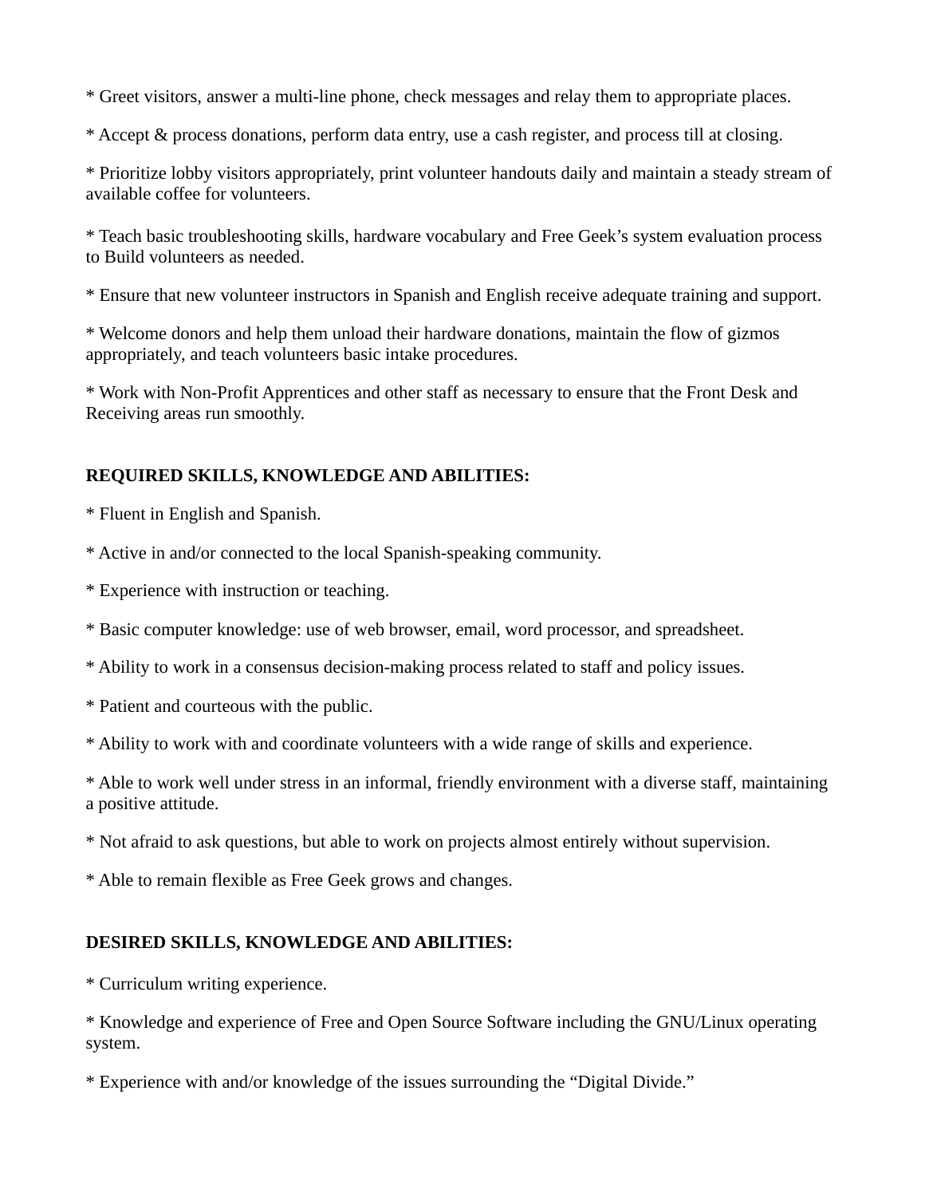* Greet visitors, answer a multi-line phone, check messages and relay them to appropriate places.

* Accept & process donations, perform data entry, use a cash register, and process till at closing.

* Prioritize lobby visitors appropriately, print volunteer handouts daily and maintain a steady stream of available coffee for volunteers.

* Teach basic troubleshooting skills, hardware vocabulary and Free Geek's system evaluation process to Build volunteers as needed.

* Ensure that new volunteer instructors in Spanish and English receive adequate training and support.

* Welcome donors and help them unload their hardware donations, maintain the flow of gizmos appropriately, and teach volunteers basic intake procedures.

* Work with Non-Profit Apprentices and other staff as necessary to ensure that the Front Desk and Receiving areas run smoothly.

**REQUIRED SKILLS, KNOWLEDGE AND ABILITIES:**

* Fluent in English and Spanish.

* Active in and/or connected to the local Spanish-speaking community.

* Experience with instruction or teaching.

* Basic computer knowledge: use of web browser, email, word processor, and spreadsheet.

* Ability to work in a consensus decision-making process related to staff and policy issues.

* Patient and courteous with the public.

* Ability to work with and coordinate volunteers with a wide range of skills and experience.

* Able to work well under stress in an informal, friendly environment with a diverse staff, maintaining a positive attitude.

* Not afraid to ask questions, but able to work on projects almost entirely without supervision.

* Able to remain flexible as Free Geek grows and changes.

**DESIRED SKILLS, KNOWLEDGE AND ABILITIES:**

* Curriculum writing experience.

* Knowledge and experience of Free and Open Source Software including the GNU/Linux operating system.

* Experience with and/or knowledge of the issues surrounding the "Digital Divide."